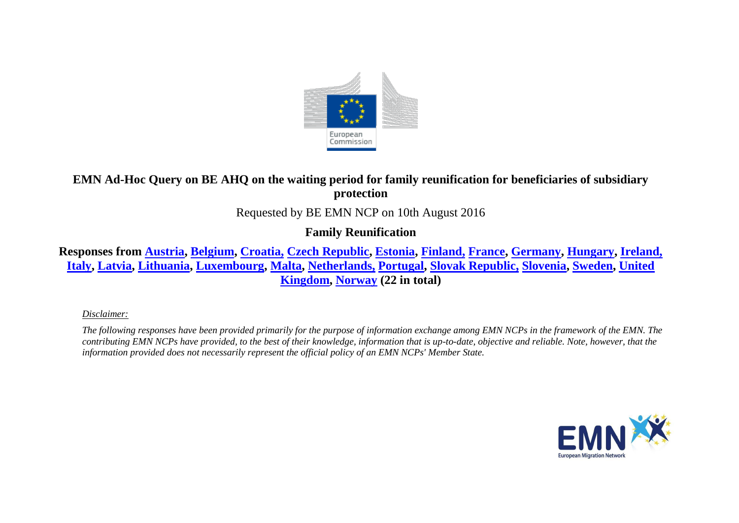**EMN Ad-Hoc Query on BE AHQ on the waiting period for family reunification for beneficiaries of subsidiary protection**

Requested by BE EMN NCP on 10th August 2016

**Family Reunification**

**Responses from Austria, Belgium, Croatia, Czech Republic, Estonia, Finland, France, Germany, Hungary, Ireland, Italy, Latvia, Lithuania, Luxembourg, Malta, Netherlands, Portugal, Slovak Republic, Slovenia, Sweden, United Kingdom, Norway (22 in total)**

*Disclaimer:*

*The following responses have been provided primarily for the purpose of information exchange among EMN NCPs in the framework of the EMN. The contributing EMN NCPs have provided, to the best of their knowledge, information that is up-to-date, objective and reliable. Note, however, that the information provided does not necessarily represent the official policy of an EMN NCPs' Member State.*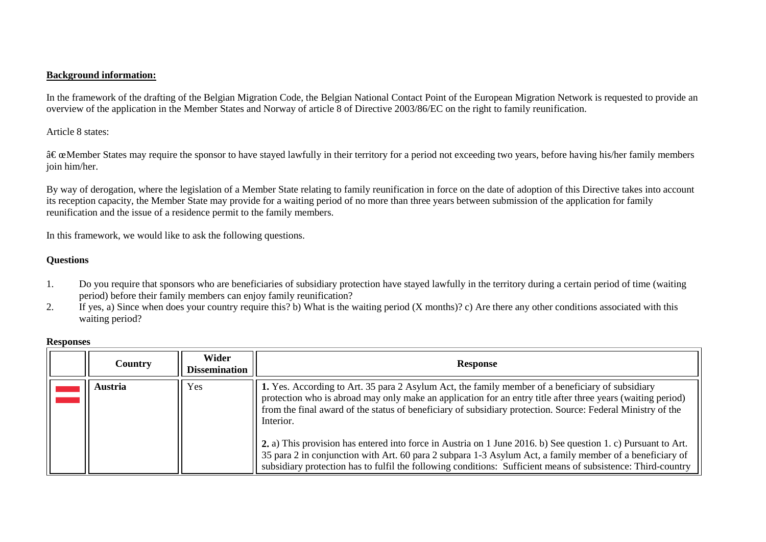**Background information:**

In the framework of the drafting of the Belgian Migration Code, the Belgian National Contact Point of the European Migration Network is requested to provide an overview of the application in the Member States and Norway of article 8 of Directive 2003/86/EC on the right to family reunification.

Article 8 states:

â€ œMember States may require the sponsor to have stayed lawfully in their territory for a period not exceeding two years, before having his/her family members join him/her.

By way of derogation, where the legislation of a Member State relating to family reunification in force on the date of adoption of this Directive takes into account its reception capacity, the Member State may provide for a waiting period of no more than three years between submission of the application for family reunification and the issue of a residence permit to the family members.

In this framework, we would like to ask the following questions.

**Questions**

1. Do you require that sponsors who are beneficiaries of subsidiary protection have stayed lawfully in the territory during a certain period of time (waiting period) before their family members can enjoy family reunification?
2. If yes, a) Since when does your country require this? b) What is the waiting period (X months)? c) Are there any other conditions associated with this waiting period?

**Responses**

| | Country | Wider Dissemination | Response |
|---|---|---|---|
| | **Austria** | Yes | **1.** Yes. According to Art. 35 para 2 Asylum Act, the family member of a beneficiary of subsidiary protection who is abroad may only make an application for an entry title after three years (waiting period) from the final award of the status of beneficiary of subsidiary protection. Source: Federal Ministry of the Interior.<br><br>**2.** a) This provision has entered into force in Austria on 1 June 2016. b) See question 1. c) Pursuant to Art. 35 para 2 in conjunction with Art. 60 para 2 subpara 1-3 Asylum Act, a family member of a beneficiary of subsidiary protection has to fulfil the following conditions: Sufficient means of subsistence: Third-country |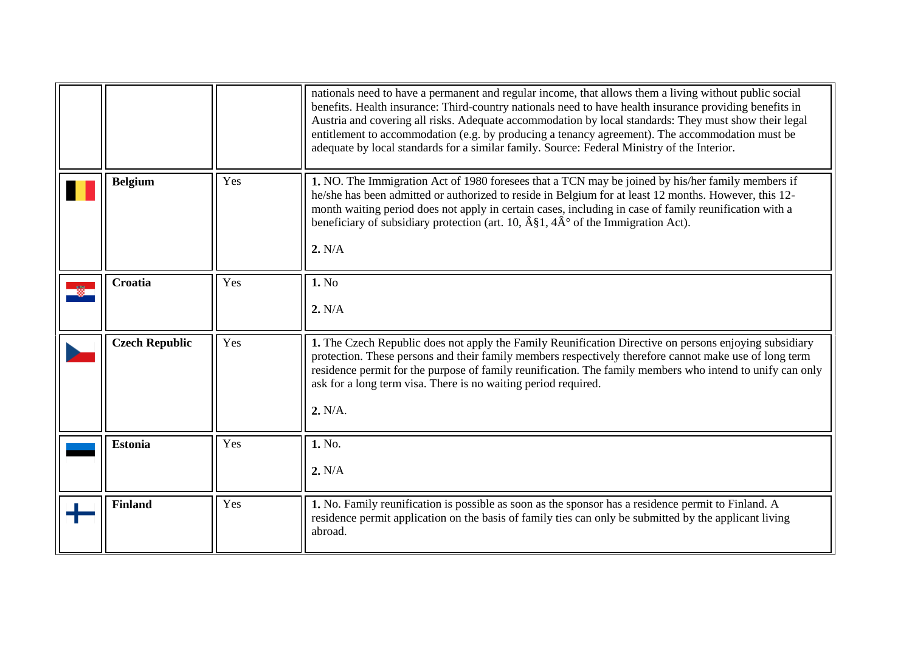| | | | |
|---|---|---|---|
| | | | nationals need to have a permanent and regular income, that allows them a living without public social benefits. Health insurance: Third-country nationals need to have health insurance providing benefits in Austria and covering all risks. Adequate accommodation by local standards: They must show their legal entitlement to accommodation (e.g. by producing a tenancy agreement). The accommodation must be adequate by local standards for a similar family. Source: Federal Ministry of the Interior. |
| | **Belgium** | Yes | **1.** NO. The Immigration Act of 1980 foresees that a TCN may be joined by his/her family members if he/she has been admitted or authorized to reside in Belgium for at least 12 months. However, this 12-month waiting period does not apply in certain cases, including in case of family reunification with a beneficiary of subsidiary protection (art. 10, Â§1, 4Â° of the Immigration Act).<br><br>**2.** N/A |
| | **Croatia** | Yes | **1.** No<br><br>**2.** N/A |
| | **Czech Republic** | Yes | **1.** The Czech Republic does not apply the Family Reunification Directive on persons enjoying subsidiary protection. These persons and their family members respectively therefore cannot make use of long term residence permit for the purpose of family reunification. The family members who intend to unify can only ask for a long term visa. There is no waiting period required.<br><br>**2.** N/A. |
| | **Estonia** | Yes | **1.** No.<br><br>**2.** N/A |
| | **Finland** | Yes | **1.** No. Family reunification is possible as soon as the sponsor has a residence permit to Finland. A residence permit application on the basis of family ties can only be submitted by the applicant living abroad. |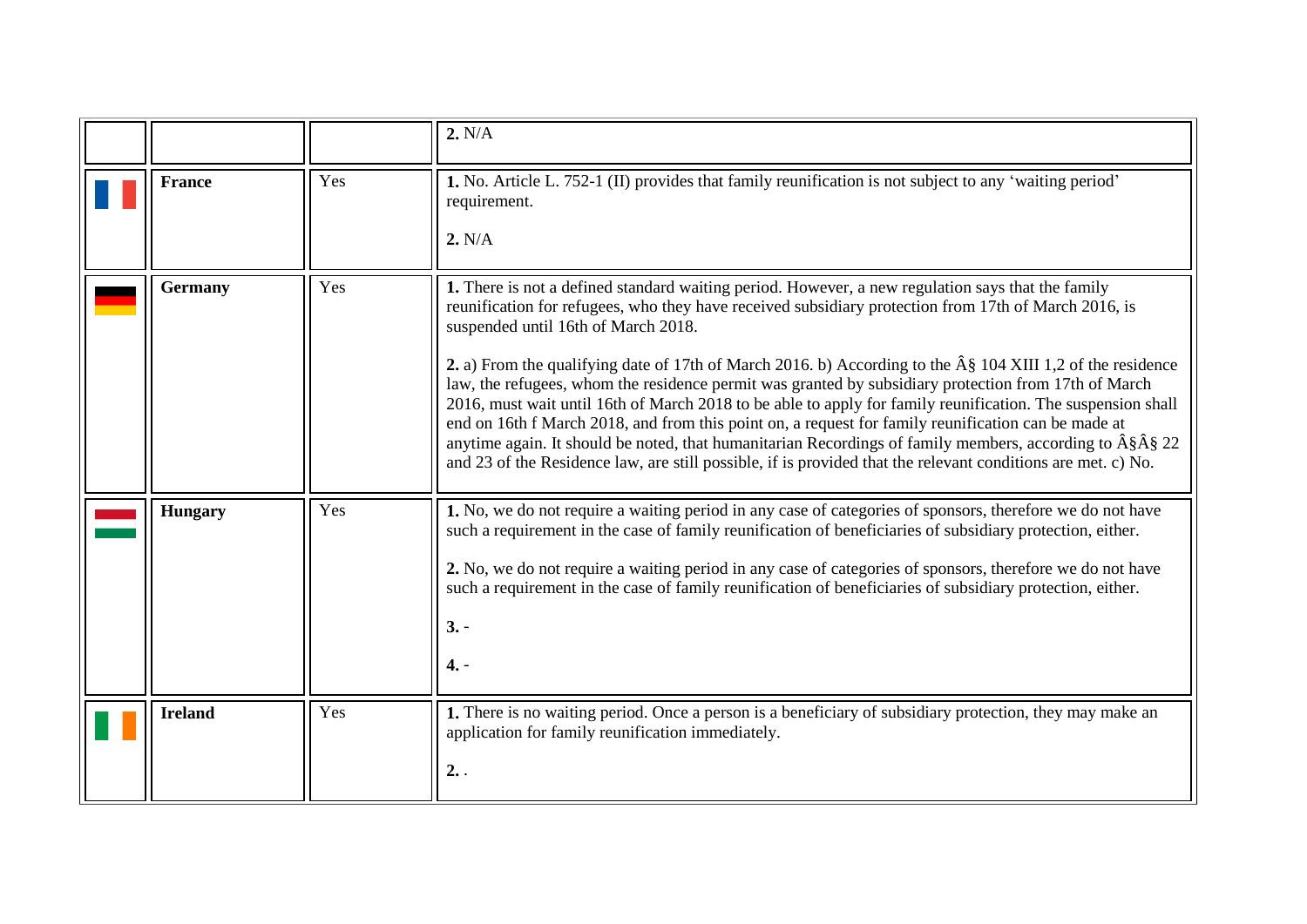| | | | |
|---|---|---|---|
| | | | **2.** N/A |
| | **France** | Yes | **1.** No. Article L. 752-1 (II) provides that family reunification is not subject to any 'waiting period' requirement.<br><br>**2.** N/A |
| | **Germany** | Yes | **1.** There is not a defined standard waiting period. However, a new regulation says that the family reunification for refugees, who they have received subsidiary protection from 17th of March 2016, is suspended until 16th of March 2018.<br><br>**2.** a) From the qualifying date of 17th of March 2016. b) According to the Â§ 104 XIII 1,2 of the residence law, the refugees, whom the residence permit was granted by subsidiary protection from 17th of March 2016, must wait until 16th of March 2018 to be able to apply for family reunification. The suspension shall end on 16th f March 2018, and from this point on, a request for family reunification can be made at anytime again. It should be noted, that humanitarian Recordings of family members, according to Â§Â§ 22 and 23 of the Residence law, are still possible, if is provided that the relevant conditions are met. c) No. |
| | **Hungary** | Yes | **1.** No, we do not require a waiting period in any case of categories of sponsors, therefore we do not have such a requirement in the case of family reunification of beneficiaries of subsidiary protection, either.<br><br>**2.** No, we do not require a waiting period in any case of categories of sponsors, therefore we do not have such a requirement in the case of family reunification of beneficiaries of subsidiary protection, either.<br><br>**3.** -<br><br>**4.** - |
| | **Ireland** | Yes | **1.** There is no waiting period. Once a person is a beneficiary of subsidiary protection, they may make an application for family reunification immediately.<br><br>**2.** . |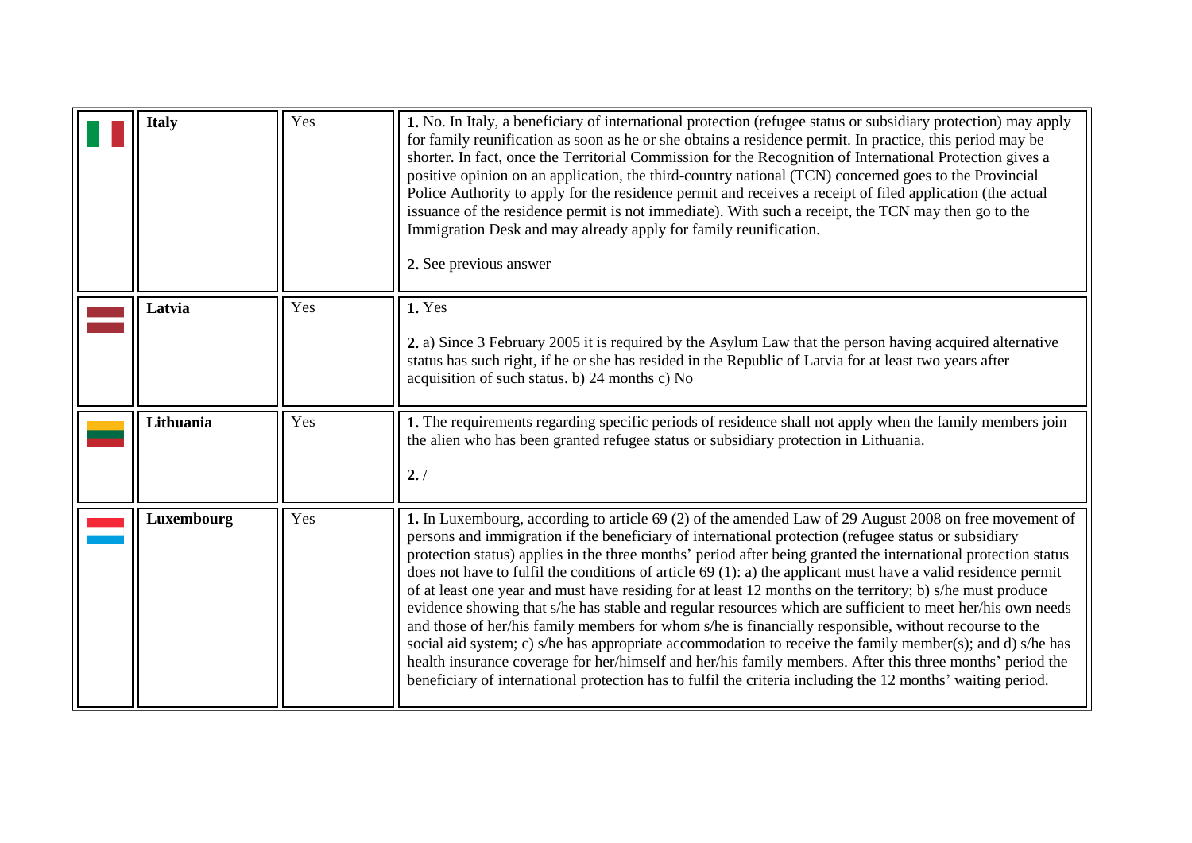| | | | |
|---|---|---|---|
| | **Italy** | Yes | **1.** No. In Italy, a beneficiary of international protection (refugee status or subsidiary protection) may apply for family reunification as soon as he or she obtains a residence permit. In practice, this period may be shorter. In fact, once the Territorial Commission for the Recognition of International Protection gives a positive opinion on an application, the third-country national (TCN) concerned goes to the Provincial Police Authority to apply for the residence permit and receives a receipt of filed application (the actual issuance of the residence permit is not immediate). With such a receipt, the TCN may then go to the Immigration Desk and may already apply for family reunification.<br><br>**2.** See previous answer |
| | **Latvia** | Yes | **1.** Yes<br><br>**2.** a) Since 3 February 2005 it is required by the Asylum Law that the person having acquired alternative status has such right, if he or she has resided in the Republic of Latvia for at least two years after acquisition of such status. b) 24 months c) No |
| | **Lithuania** | Yes | **1.** The requirements regarding specific periods of residence shall not apply when the family members join the alien who has been granted refugee status or subsidiary protection in Lithuania.<br><br>**2.** / |
| | **Luxembourg** | Yes | **1.** In Luxembourg, according to article 69 (2) of the amended Law of 29 August 2008 on free movement of persons and immigration if the beneficiary of international protection (refugee status or subsidiary protection status) applies in the three months' period after being granted the international protection status does not have to fulfil the conditions of article 69 (1): a) the applicant must have a valid residence permit of at least one year and must have residing for at least 12 months on the territory; b) s/he must produce evidence showing that s/he has stable and regular resources which are sufficient to meet her/his own needs and those of her/his family members for whom s/he is financially responsible, without recourse to the social aid system; c) s/he has appropriate accommodation to receive the family member(s); and d) s/he has health insurance coverage for her/himself and her/his family members. After this three months' period the beneficiary of international protection has to fulfil the criteria including the 12 months' waiting period. |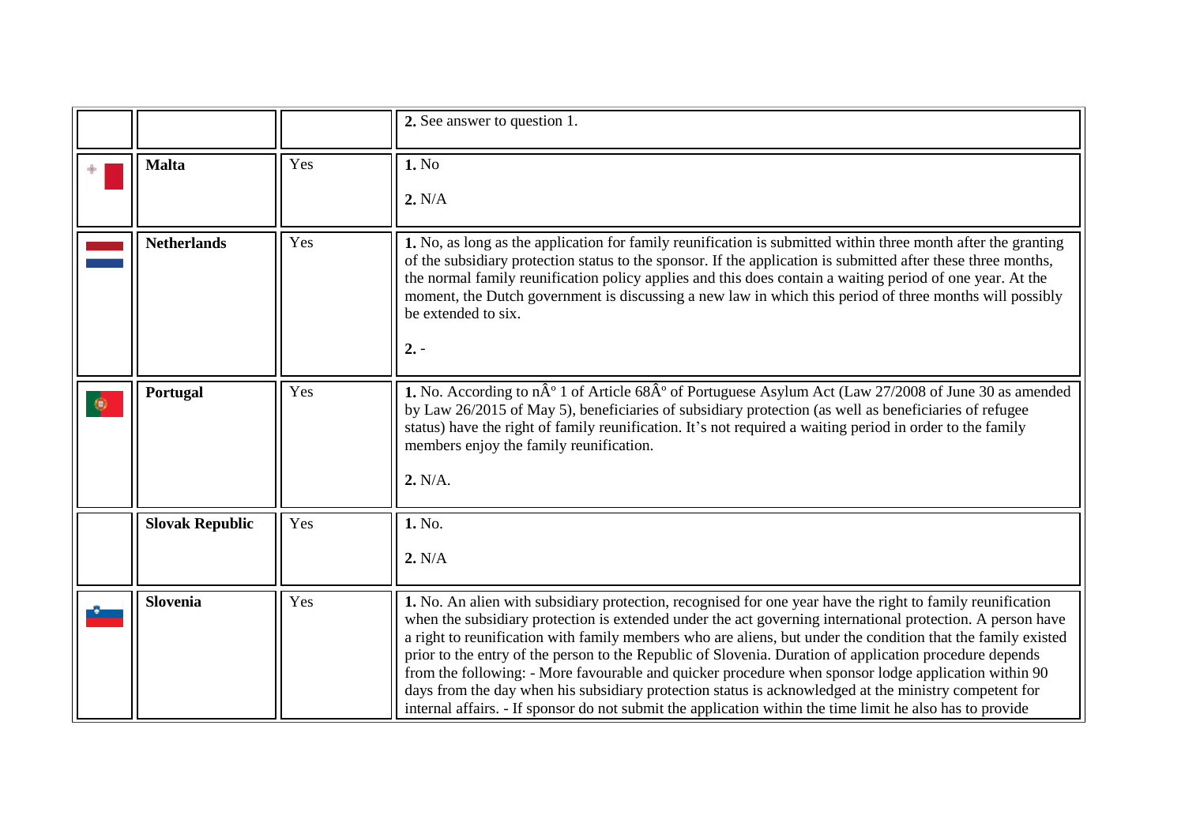| | | | |
|---|---|---|---|
| | | | **2.** See answer to question 1. |
| | **Malta** | Yes | **1.** No<br><br>**2.** N/A |
| | **Netherlands** | Yes | **1.** No, as long as the application for family reunification is submitted within three month after the granting of the subsidiary protection status to the sponsor. If the application is submitted after these three months, the normal family reunification policy applies and this does contain a waiting period of one year. At the moment, the Dutch government is discussing a new law in which this period of three months will possibly be extended to six.<br><br>**2.** - |
| | **Portugal** | Yes | **1.** No. According to nÂº 1 of Article 68Âº of Portuguese Asylum Act (Law 27/2008 of June 30 as amended by Law 26/2015 of May 5), beneficiaries of subsidiary protection (as well as beneficiaries of refugee status) have the right of family reunification. It's not required a waiting period in order to the family members enjoy the family reunification.<br><br>**2.** N/A. |
| | **Slovak Republic** | Yes | **1.** No.<br><br>**2.** N/A |
| | **Slovenia** | Yes | **1.** No. An alien with subsidiary protection, recognised for one year have the right to family reunification when the subsidiary protection is extended under the act governing international protection. A person have a right to reunification with family members who are aliens, but under the condition that the family existed prior to the entry of the person to the Republic of Slovenia. Duration of application procedure depends from the following: - More favourable and quicker procedure when sponsor lodge application within 90 days from the day when his subsidiary protection status is acknowledged at the ministry competent for internal affairs. - If sponsor do not submit the application within the time limit he also has to provide |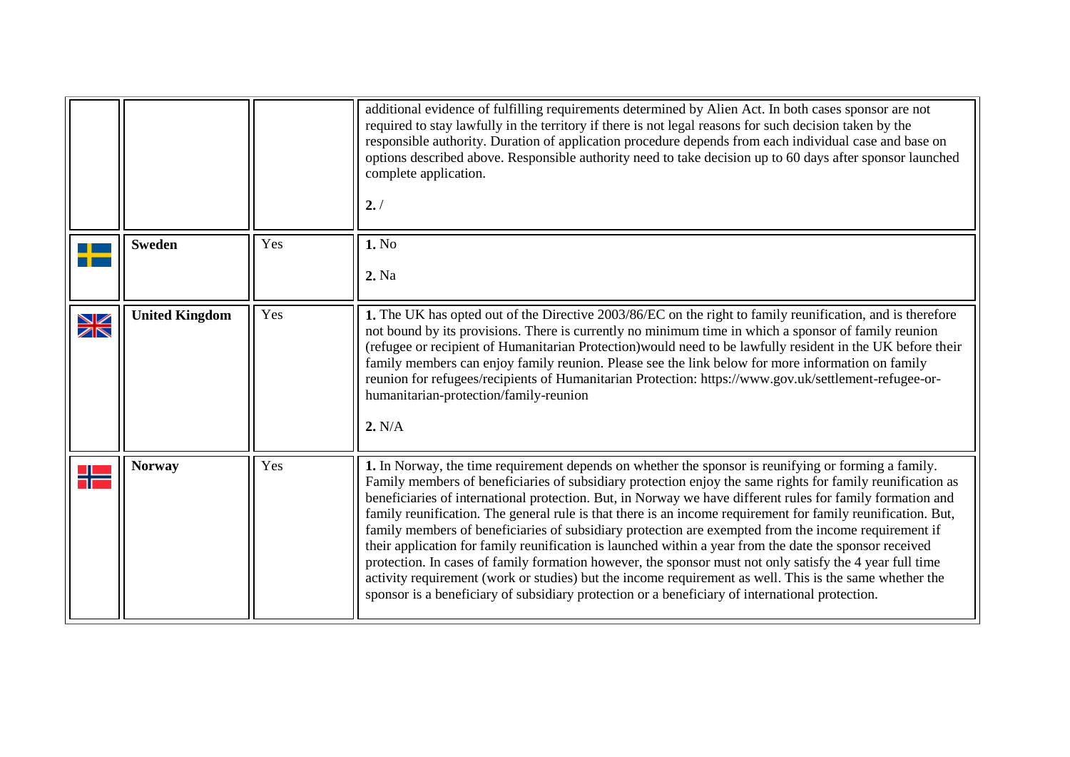|  |  |  |  |
|---|---|---|---|
|  |  |  | additional evidence of fulfilling requirements determined by Alien Act. In both cases sponsor are not required to stay lawfully in the territory if there is not legal reasons for such decision taken by the responsible authority. Duration of application procedure depends from each individual case and base on options described above. Responsible authority need to take decision up to 60 days after sponsor launched complete application.<br><br>**2.** / |
|  | **Sweden** | Yes | **1.** No<br><br>**2.** Na |
|  | **United Kingdom** | Yes | **1.** The UK has opted out of the Directive 2003/86/EC on the right to family reunification, and is therefore not bound by its provisions. There is currently no minimum time in which a sponsor of family reunion (refugee or recipient of Humanitarian Protection)would need to be lawfully resident in the UK before their family members can enjoy family reunion. Please see the link below for more information on family reunion for refugees/recipients of Humanitarian Protection: https://www.gov.uk/settlement-refugee-or-humanitarian-protection/family-reunion<br><br>**2.** N/A |
|  | **Norway** | Yes | **1.** In Norway, the time requirement depends on whether the sponsor is reunifying or forming a family. Family members of beneficiaries of subsidiary protection enjoy the same rights for family reunification as beneficiaries of international protection. But, in Norway we have different rules for family formation and family reunification. The general rule is that there is an income requirement for family reunification. But, family members of beneficiaries of subsidiary protection are exempted from the income requirement if their application for family reunification is launched within a year from the date the sponsor received protection. In cases of family formation however, the sponsor must not only satisfy the 4 year full time activity requirement (work or studies) but the income requirement as well. This is the same whether the sponsor is a beneficiary of subsidiary protection or a beneficiary of international protection. |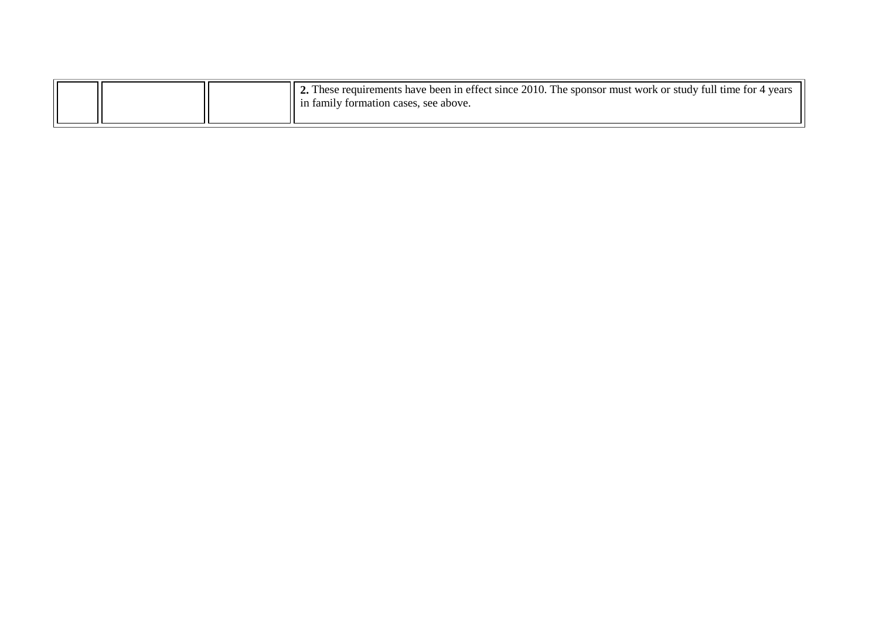| | | | |
|---|---|---|---|
| | | | **2.** These requirements have been in effect since 2010. The sponsor must work or study full time for 4 years in family formation cases, see above. |